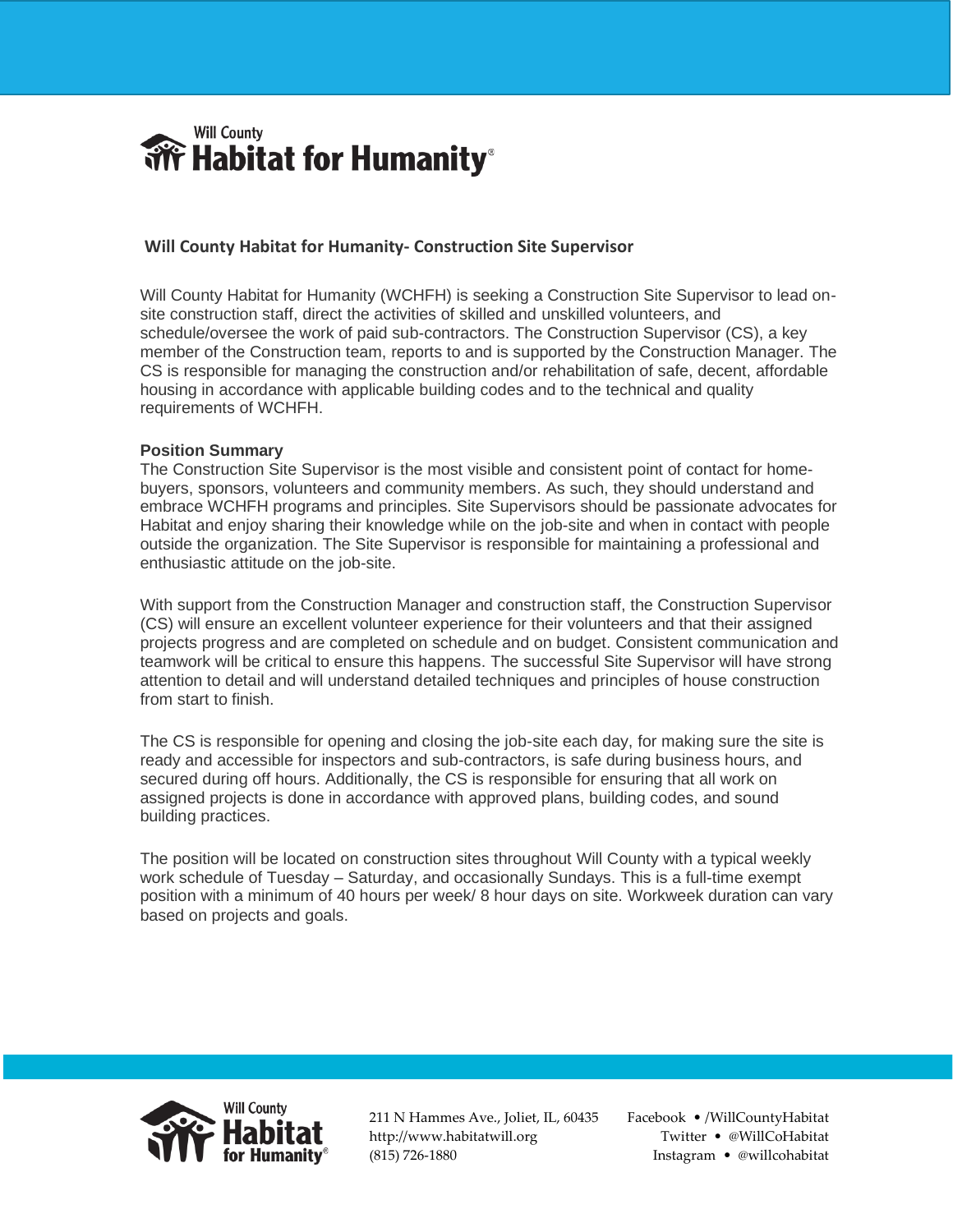# Will County Habitat for Humanity

## Will County Habitat for Humanity- Construction Site Supervisor

Will County Habitat for Humanity (WCHFH) is seeking a Construction Site Supervisor to lead on-site construction staff, direct the activities of skilled and unskilled volunteers, and schedule/oversee the work of paid sub-contractors. The Construction Supervisor (CS), a key member of the Construction team, reports to and is supported by the Construction Manager. The CS is responsible for managing the construction and/or rehabilitation of safe, decent, affordable housing in accordance with applicable building codes and to the technical and quality requirements of WCHFH.

**Position Summary**

The Construction Site Supervisor is the most visible and consistent point of contact for home-buyers, sponsors, volunteers and community members. As such, they should understand and embrace WCHFH programs and principles. Site Supervisors should be passionate advocates for Habitat and enjoy sharing their knowledge while on the job-site and when in contact with people outside the organization. The Site Supervisor is responsible for maintaining a professional and enthusiastic attitude on the job-site.

With support from the Construction Manager and construction staff, the Construction Supervisor (CS) will ensure an excellent volunteer experience for their volunteers and that their assigned projects progress and are completed on schedule and on budget. Consistent communication and teamwork will be critical to ensure this happens. The successful Site Supervisor will have strong attention to detail and will understand detailed techniques and principles of house construction from start to finish.

The CS is responsible for opening and closing the job-site each day, for making sure the site is ready and accessible for inspectors and sub-contractors, is safe during business hours, and secured during off hours. Additionally, the CS is responsible for ensuring that all work on assigned projects is done in accordance with approved plans, building codes, and sound building practices.

The position will be located on construction sites throughout Will County with a typical weekly work schedule of Tuesday – Saturday, and occasionally Sundays. This is a full-time exempt position with a minimum of 40 hours per week/ 8 hour days on site. Workweek duration can vary based on projects and goals.

211 N Hammes Ave., Joliet, IL, 60435
http://www.habitatwill.org
(815) 726-1880

Facebook • /WillCountyHabitat
Twitter • @WillCoHabitat
Instagram • @willcohabitat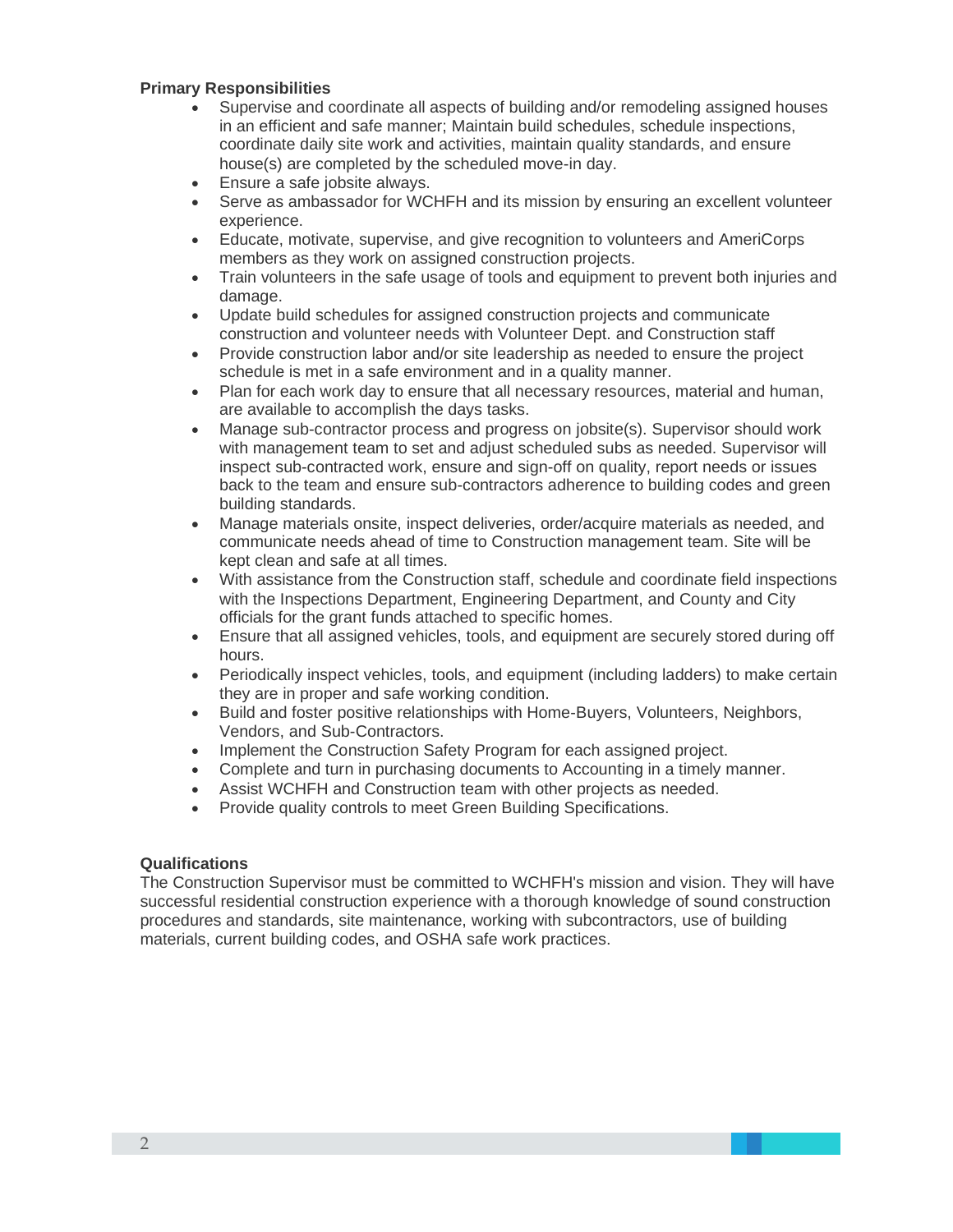**Primary Responsibilities**

- Supervise and coordinate all aspects of building and/or remodeling assigned houses in an efficient and safe manner; Maintain build schedules, schedule inspections, coordinate daily site work and activities, maintain quality standards, and ensure house(s) are completed by the scheduled move-in day.
- Ensure a safe jobsite always.
- Serve as ambassador for WCHFH and its mission by ensuring an excellent volunteer experience.
- Educate, motivate, supervise, and give recognition to volunteers and AmeriCorps members as they work on assigned construction projects.
- Train volunteers in the safe usage of tools and equipment to prevent both injuries and damage.
- Update build schedules for assigned construction projects and communicate construction and volunteer needs with Volunteer Dept. and Construction staff
- Provide construction labor and/or site leadership as needed to ensure the project schedule is met in a safe environment and in a quality manner.
- Plan for each work day to ensure that all necessary resources, material and human, are available to accomplish the days tasks.
- Manage sub-contractor process and progress on jobsite(s). Supervisor should work with management team to set and adjust scheduled subs as needed. Supervisor will inspect sub-contracted work, ensure and sign-off on quality, report needs or issues back to the team and ensure sub-contractors adherence to building codes and green building standards.
- Manage materials onsite, inspect deliveries, order/acquire materials as needed, and communicate needs ahead of time to Construction management team. Site will be kept clean and safe at all times.
- With assistance from the Construction staff, schedule and coordinate field inspections with the Inspections Department, Engineering Department, and County and City officials for the grant funds attached to specific homes.
- Ensure that all assigned vehicles, tools, and equipment are securely stored during off hours.
- Periodically inspect vehicles, tools, and equipment (including ladders) to make certain they are in proper and safe working condition.
- Build and foster positive relationships with Home-Buyers, Volunteers, Neighbors, Vendors, and Sub-Contractors.
- Implement the Construction Safety Program for each assigned project.
- Complete and turn in purchasing documents to Accounting in a timely manner.
- Assist WCHFH and Construction team with other projects as needed.
- Provide quality controls to meet Green Building Specifications.

**Qualifications**

The Construction Supervisor must be committed to WCHFH's mission and vision. They will have successful residential construction experience with a thorough knowledge of sound construction procedures and standards, site maintenance, working with subcontractors, use of building materials, current building codes, and OSHA safe work practices.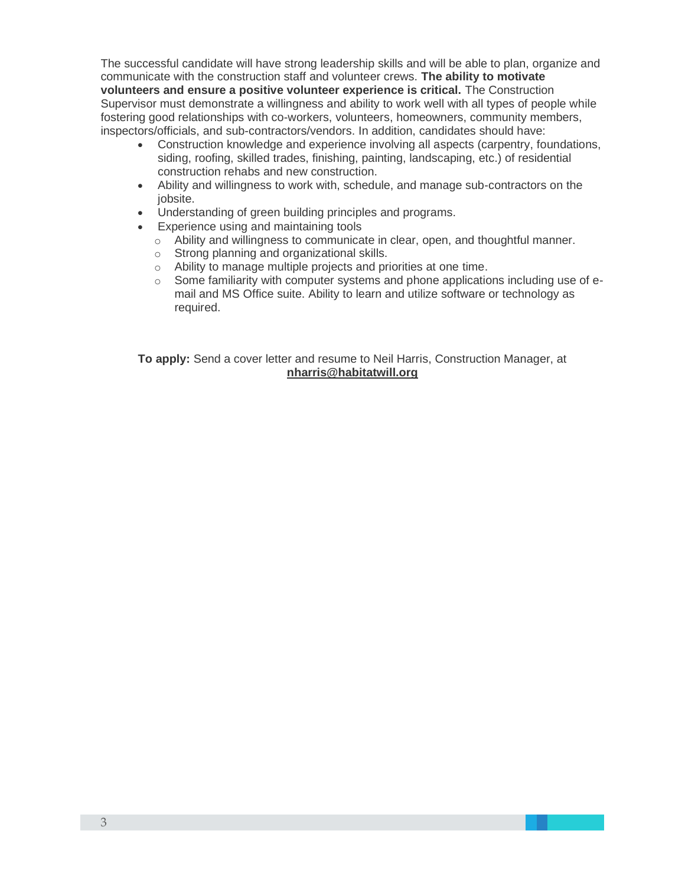The successful candidate will have strong leadership skills and will be able to plan, organize and communicate with the construction staff and volunteer crews. **The ability to motivate volunteers and ensure a positive volunteer experience is critical.** The Construction Supervisor must demonstrate a willingness and ability to work well with all types of people while fostering good relationships with co-workers, volunteers, homeowners, community members, inspectors/officials, and sub-contractors/vendors. In addition, candidates should have:

- Construction knowledge and experience involving all aspects (carpentry, foundations, siding, roofing, skilled trades, finishing, painting, landscaping, etc.) of residential construction rehabs and new construction.
- Ability and willingness to work with, schedule, and manage sub-contractors on the jobsite.
- Understanding of green building principles and programs.
- Experience using and maintaining tools
    - Ability and willingness to communicate in clear, open, and thoughtful manner.
    - Strong planning and organizational skills.
    - Ability to manage multiple projects and priorities at one time.
    - Some familiarity with computer systems and phone applications including use of e-mail and MS Office suite. Ability to learn and utilize software or technology as required.

**To apply:** Send a cover letter and resume to Neil Harris, Construction Manager, at **nharris@habitatwill.org**